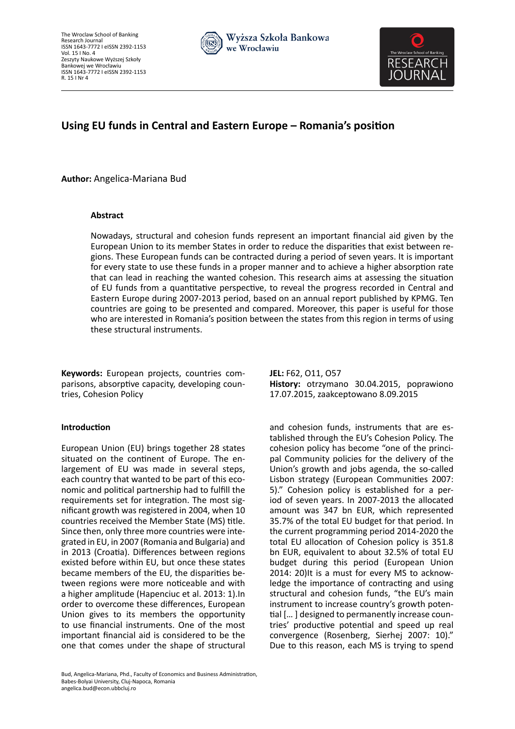# Using EU funds in Central and Eastern Europe – Romania's position

**Author:** Angelica-Mariana Bud

### Abstract

Nowadays, structural and cohesion funds represent an important financial aid given by the European Union to its member States in order to reduce the disparities that exist between regions. These European funds can be contracted during a period of seven years. It is important for every state to use these funds in a proper manner and to achieve a higher absorption rate that can lead in reaching the wanted cohesion. This research aims at assessing the situation of EU funds from a quantitative perspective, to reveal the progress recorded in Central and Eastern Europe during 2007-2013 period, based on an annual report published by KPMG. Ten countries are going to be presented and compared. Moreover, this paper is useful for those who are interested in Romania's position between the states from this region in terms of using these structural instruments.

**Keywords:** European projects, countries comparisons, absorptive capacity, developing countries, Cohesion Policy

**JEL:** F62, O11, O57

**History:** otrzymano 30.04.2015, poprawiono 17.07.2015, zaakceptowano 8.09.2015

### Introduction

European Union (EU) brings together 28 states situated on the continent of Europe. The enlargement of EU was made in several steps, each country that wanted to be part of this economic and political partnership had to fulfill the requirements set for integration. The most significant growth was registered in 2004, when 10 countries received the Member State (MS) title. Since then, only three more countries were integrated in EU, in 2007 (Romania and Bulgaria) and in 2013 (Croatia). Differences between regions existed before within EU, but once these states became members of the EU, the disparities between regions were more noticeable and with a higher amplitude (Hapenciuc et al. 2013: 1).In order to overcome these differences, European Union gives to its members the opportunity to use financial instruments. One of the most important financial aid is considered to be the one that comes under the shape of structural and cohesion funds, instruments that are established through the EU's Cohesion Policy. The cohesion policy has become "one of the principal Community policies for the delivery of the Union's growth and jobs agenda, the so-called Lisbon strategy (European Communities 2007: 5)." Cohesion policy is established for a period of seven years. In 2007-2013 the allocated amount was 347 bn EUR, which represented 35.7% of the total EU budget for that period. In the current programming period 2014-2020 the total EU allocation of Cohesion policy is 351.8 bn EUR, equivalent to about 32.5% of total EU budget during this period (European Union 2014: 20)It is a must for every MS to acknowledge the importance of contracting and using structural and cohesion funds, "the EU's main instrument to increase country's growth potential [… ] designed to permanently increase countries' productive potential and speed up real convergence (Rosenberg, Sierhej 2007: 10)." Due to this reason, each MS is trying to spend

Bud, Angelica-Mariana, Phd., Faculty of Economics and Business Administration, Babes-Bolyai University, Cluj-Napoca, Romania
angelica.bud@econ.ubbcluj.ro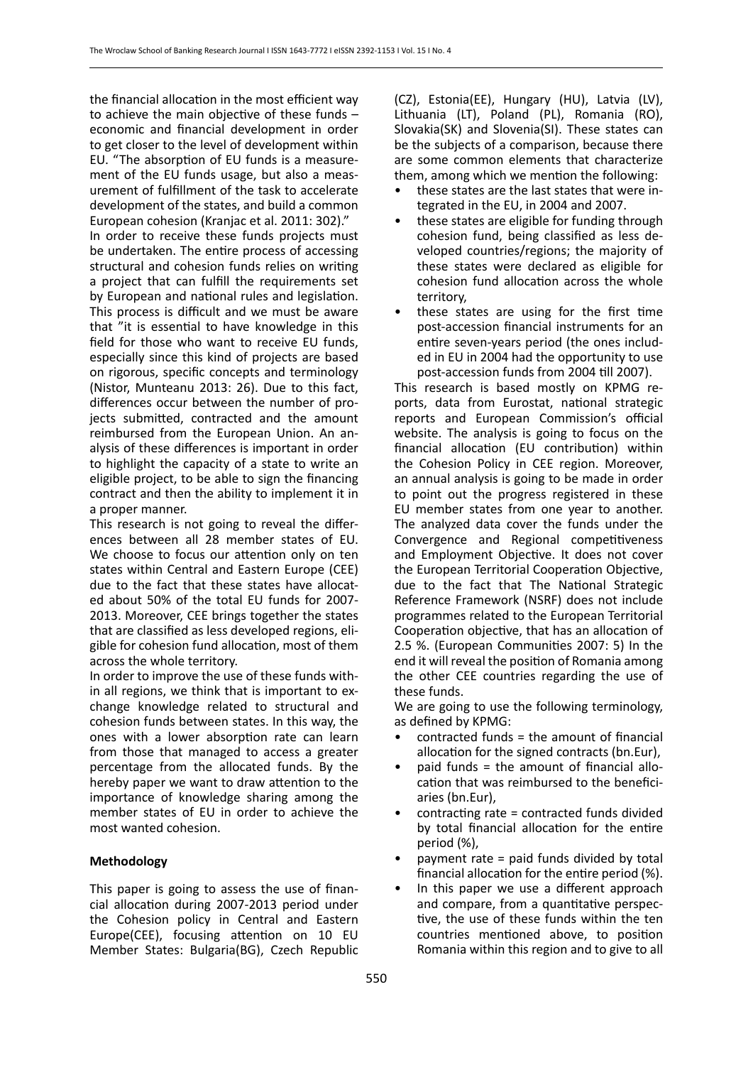the financial allocation in the most efficient way to achieve the main objective of these funds – economic and financial development in order to get closer to the level of development within EU. "The absorption of EU funds is a measurement of the EU funds usage, but also a measurement of fulfillment of the task to accelerate development of the states, and build a common European cohesion (Kranjac et al. 2011: 302)."

In order to receive these funds projects must be undertaken. The entire process of accessing structural and cohesion funds relies on writing a project that can fulfill the requirements set by European and national rules and legislation. This process is difficult and we must be aware that "it is essential to have knowledge in this field for those who want to receive EU funds, especially since this kind of projects are based on rigorous, specific concepts and terminology (Nistor, Munteanu 2013: 26). Due to this fact, differences occur between the number of projects submitted, contracted and the amount reimbursed from the European Union. An analysis of these differences is important in order to highlight the capacity of a state to write an eligible project, to be able to sign the financing contract and then the ability to implement it in a proper manner.

This research is not going to reveal the differences between all 28 member states of EU. We choose to focus our attention only on ten states within Central and Eastern Europe (CEE) due to the fact that these states have allocated about 50% of the total EU funds for 2007-2013. Moreover, CEE brings together the states that are classified as less developed regions, eligible for cohesion fund allocation, most of them across the whole territory.

In order to improve the use of these funds within all regions, we think that is important to exchange knowledge related to structural and cohesion funds between states. In this way, the ones with a lower absorption rate can learn from those that managed to access a greater percentage from the allocated funds. By the hereby paper we want to draw attention to the importance of knowledge sharing among the member states of EU in order to achieve the most wanted cohesion.

**Methodology**

This paper is going to assess the use of financial allocation during 2007-2013 period under the Cohesion policy in Central and Eastern Europe(CEE), focusing attention on 10 EU Member States: Bulgaria(BG), Czech Republic (CZ), Estonia(EE), Hungary (HU), Latvia (LV), Lithuania (LT), Poland (PL), Romania (RO), Slovakia(SK) and Slovenia(SI). These states can be the subjects of a comparison, because there are some common elements that characterize them, among which we mention the following:

- these states are the last states that were integrated in the EU, in 2004 and 2007.
- these states are eligible for funding through cohesion fund, being classified as less developed countries/regions; the majority of these states were declared as eligible for cohesion fund allocation across the whole territory,
- these states are using for the first time post-accession financial instruments for an entire seven-years period (the ones included in EU in 2004 had the opportunity to use post-accession funds from 2004 till 2007).

This research is based mostly on KPMG reports, data from Eurostat, national strategic reports and European Commission's official website. The analysis is going to focus on the financial allocation (EU contribution) within the Cohesion Policy in CEE region. Moreover, an annual analysis is going to be made in order to point out the progress registered in these EU member states from one year to another. The analyzed data cover the funds under the Convergence and Regional competitiveness and Employment Objective. It does not cover the European Territorial Cooperation Objective, due to the fact that The National Strategic Reference Framework (NSRF) does not include programmes related to the European Territorial Cooperation objective, that has an allocation of 2.5 %. (European Communities 2007: 5) In the end it will reveal the position of Romania among the other CEE countries regarding the use of these funds.

We are going to use the following terminology, as defined by KPMG:

- contracted funds = the amount of financial allocation for the signed contracts (bn.Eur),
- paid funds = the amount of financial allocation that was reimbursed to the beneficiaries (bn.Eur),
- contracting rate = contracted funds divided by total financial allocation for the entire period (%),
- payment rate = paid funds divided by total financial allocation for the entire period (%).
- In this paper we use a different approach and compare, from a quantitative perspective, the use of these funds within the ten countries mentioned above, to position Romania within this region and to give to all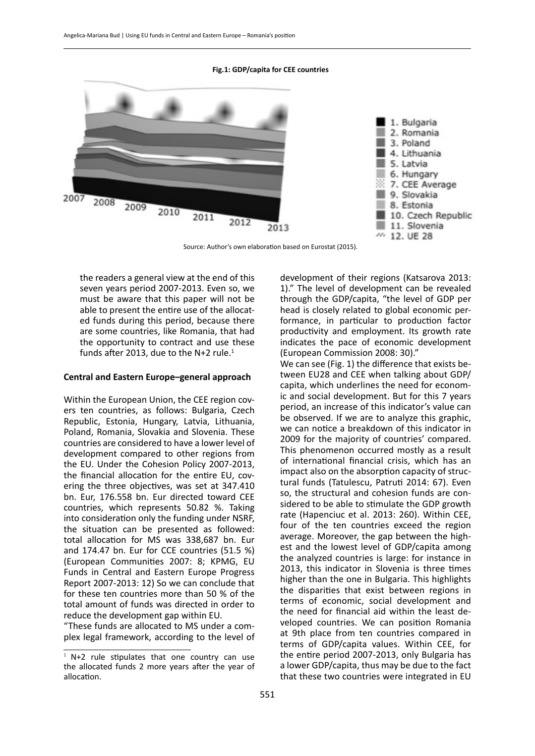**Fig.1: GDP/capita for CEE countries**

Source: Author's own elaboration based on Eurostat (2015).

the readers a general view at the end of this seven years period 2007-2013. Even so, we must be aware that this paper will not be able to present the entire use of the allocated funds during this period, because there are some countries, like Romania, that had the opportunity to contract and use these funds after 2013, due to the N+2 rule.[1]

### Central and Eastern Europe–general approach

Within the European Union, the CEE region covers ten countries, as follows: Bulgaria, Czech Republic, Estonia, Hungary, Latvia, Lithuania, Poland, Romania, Slovakia and Slovenia. These countries are considered to have a lower level of development compared to other regions from the EU. Under the Cohesion Policy 2007-2013, the financial allocation for the entire EU, covering the three objectives, was set at 347.410 bn. Eur, 176.558 bn. Eur directed toward CEE countries, which represents 50.82 %. Taking into consideration only the funding under NSRF, the situation can be presented as followed: total allocation for MS was 338,687 bn. Eur and 174.47 bn. Eur for CCE countries (51.5 %) (European Communities 2007: 8; KPMG, EU Funds in Central and Eastern Europe Progress Report 2007-2013: 12) So we can conclude that for these ten countries more than 50 % of the total amount of funds was directed in order to reduce the development gap within EU.

"These funds are allocated to MS under a complex legal framework, according to the level of development of their regions (Katsarova 2013: 1)." The level of development can be revealed through the GDP/capita, "the level of GDP per head is closely related to global economic performance, in particular to production factor productivity and employment. Its growth rate indicates the pace of economic development (European Commission 2008: 30)."

We can see (Fig. 1) the difference that exists between EU28 and CEE when talking about GDP/capita, which underlines the need for economic and social development. But for this 7 years period, an increase of this indicator's value can be observed. If we are to analyze this graphic, we can notice a breakdown of this indicator in 2009 for the majority of countries' compared. This phenomenon occurred mostly as a result of international financial crisis, which has an impact also on the absorption capacity of structural funds (Tatulescu, Patruti 2014: 67). Even so, the structural and cohesion funds are considered to be able to stimulate the GDP growth rate (Hapenciuc et al. 2013: 260). Within CEE, four of the ten countries exceed the region average. Moreover, the gap between the highest and the lowest level of GDP/capita among the analyzed countries is large: for instance in 2013, this indicator in Slovenia is three times higher than the one in Bulgaria. This highlights the disparities that exist between regions in terms of economic, social development and the need for financial aid within the least developed countries. We can position Romania at 9th place from ten countries compared in terms of GDP/capita values. Within CEE, for the entire period 2007-2013, only Bulgaria has a lower GDP/capita, thus may be due to the fact that these two countries were integrated in EU

[1] N+2 rule stipulates that one country can use the allocated funds 2 more years after the year of allocation.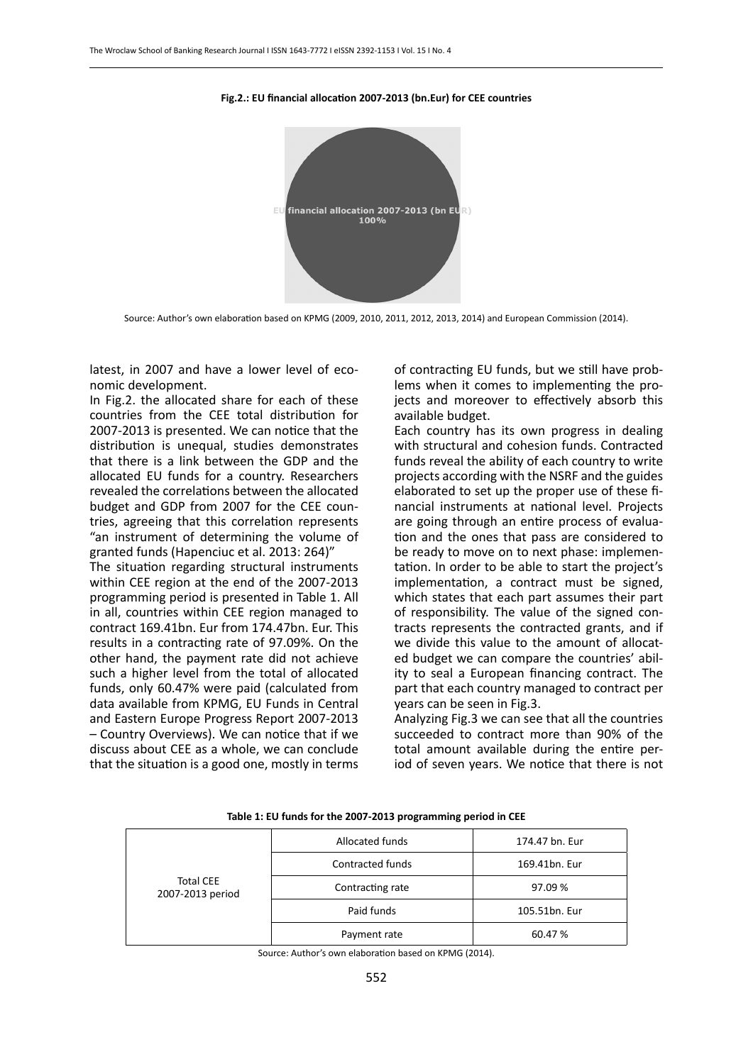**Fig.2.: EU financial allocation 2007-2013 (bn.Eur) for CEE countries**

Source: Author's own elaboration based on KPMG (2009, 2010, 2011, 2012, 2013, 2014) and European Commission (2014).

latest, in 2007 and have a lower level of economic development.

In Fig.2. the allocated share for each of these countries from the CEE total distribution for 2007-2013 is presented. We can notice that the distribution is unequal, studies demonstrates that there is a link between the GDP and the allocated EU funds for a country. Researchers revealed the correlations between the allocated budget and GDP from 2007 for the CEE countries, agreeing that this correlation represents "an instrument of determining the volume of granted funds (Hapenciuc et al. 2013: 264)"

The situation regarding structural instruments within CEE region at the end of the 2007-2013 programming period is presented in Table 1. All in all, countries within CEE region managed to contract 169.41bn. Eur from 174.47bn. Eur. This results in a contracting rate of 97.09%. On the other hand, the payment rate did not achieve such a higher level from the total of allocated funds, only 60.47% were paid (calculated from data available from KPMG, EU Funds in Central and Eastern Europe Progress Report 2007-2013 – Country Overviews). We can notice that if we discuss about CEE as a whole, we can conclude that the situation is a good one, mostly in terms of contracting EU funds, but we still have problems when it comes to implementing the projects and moreover to effectively absorb this available budget.

Each country has its own progress in dealing with structural and cohesion funds. Contracted funds reveal the ability of each country to write projects according with the NSRF and the guides elaborated to set up the proper use of these financial instruments at national level. Projects are going through an entire process of evaluation and the ones that pass are considered to be ready to move on to next phase: implementation. In order to be able to start the project's implementation, a contract must be signed, which states that each part assumes their part of responsibility. The value of the signed contracts represents the contracted grants, and if we divide this value to the amount of allocated budget we can compare the countries' ability to seal a European financing contract. The part that each country managed to contract per years can be seen in Fig.3.

Analyzing Fig.3 we can see that all the countries succeeded to contract more than 90% of the total amount available during the entire period of seven years. We notice that there is not

**Table 1: EU funds for the 2007-2013 programming period in CEE**

| | | |
|---|---|---|
| Total CEE 2007-2013 period | Allocated funds | 174.47 bn. Eur |
| | Contracted funds | 169.41bn. Eur |
| | Contracting rate | 97.09 % |
| | Paid funds | 105.51bn. Eur |
| | Payment rate | 60.47 % |

Source: Author's own elaboration based on KPMG (2014).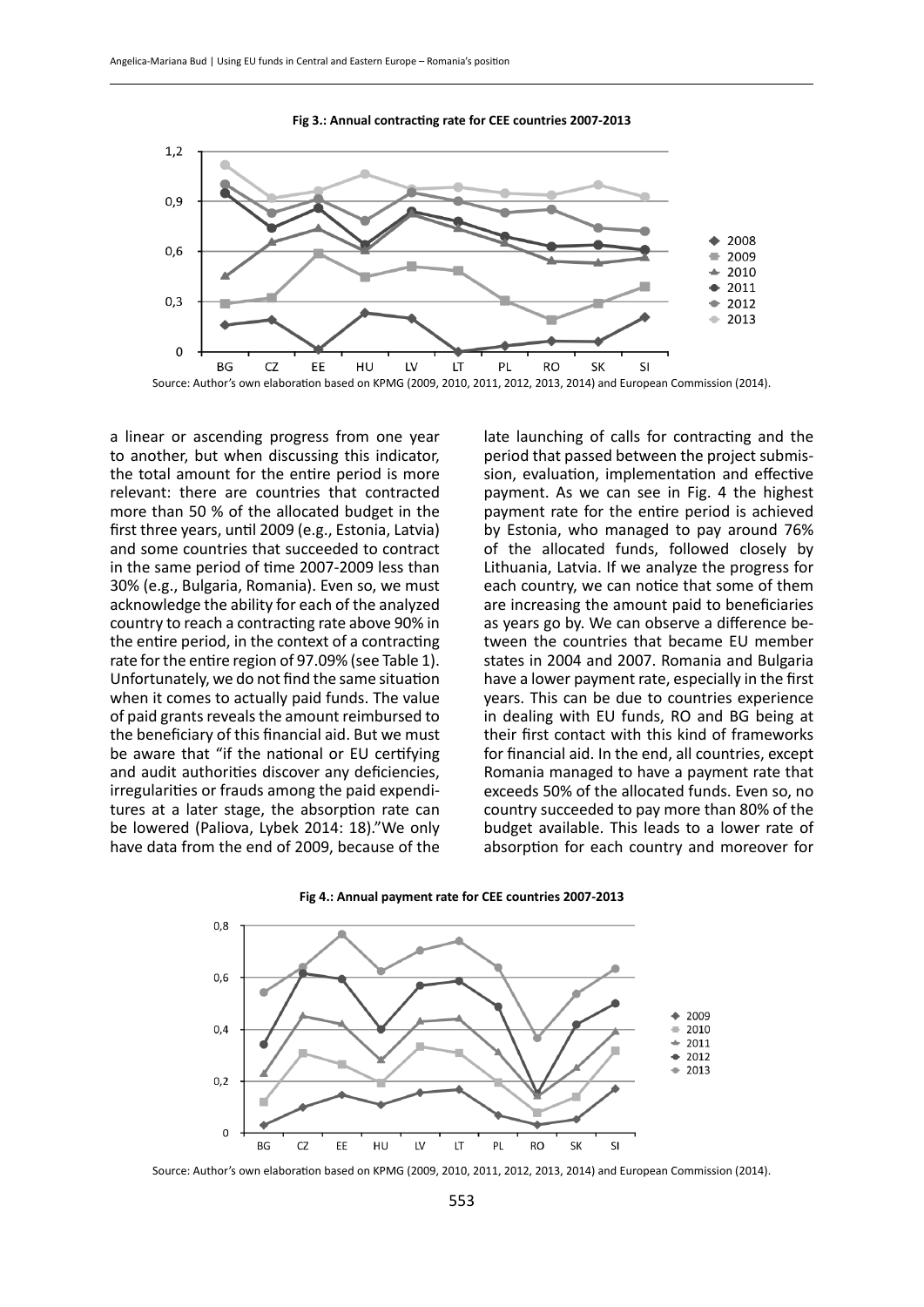**Fig 3.: Annual contracting rate for CEE countries 2007-2013**

Source: Author's own elaboration based on KPMG (2009, 2010, 2011, 2012, 2013, 2014) and European Commission (2014).

a linear or ascending progress from one year to another, but when discussing this indicator, the total amount for the entire period is more relevant: there are countries that contracted more than 50 % of the allocated budget in the first three years, until 2009 (e.g., Estonia, Latvia) and some countries that succeeded to contract in the same period of time 2007-2009 less than 30% (e.g., Bulgaria, Romania). Even so, we must acknowledge the ability for each of the analyzed country to reach a contracting rate above 90% in the entire period, in the context of a contracting rate for the entire region of 97.09% (see Table 1). Unfortunately, we do not find the same situation when it comes to actually paid funds. The value of paid grants reveals the amount reimbursed to the beneficiary of this financial aid. But we must be aware that "if the national or EU certifying and audit authorities discover any deficiencies, irregularities or frauds among the paid expenditures at a later stage, the absorption rate can be lowered (Paliova, Lybek 2014: 18)."We only have data from the end of 2009, because of the late launching of calls for contracting and the period that passed between the project submission, evaluation, implementation and effective payment. As we can see in Fig. 4 the highest payment rate for the entire period is achieved by Estonia, who managed to pay around 76% of the allocated funds, followed closely by Lithuania, Latvia. If we analyze the progress for each country, we can notice that some of them are increasing the amount paid to beneficiaries as years go by. We can observe a difference between the countries that became EU member states in 2004 and 2007. Romania and Bulgaria have a lower payment rate, especially in the first years. This can be due to countries experience in dealing with EU funds, RO and BG being at their first contact with this kind of frameworks for financial aid. In the end, all countries, except Romania managed to have a payment rate that exceeds 50% of the allocated funds. Even so, no country succeeded to pay more than 80% of the budget available. This leads to a lower rate of absorption for each country and moreover for

**Fig 4.: Annual payment rate for CEE countries 2007-2013**

Source: Author's own elaboration based on KPMG (2009, 2010, 2011, 2012, 2013, 2014) and European Commission (2014).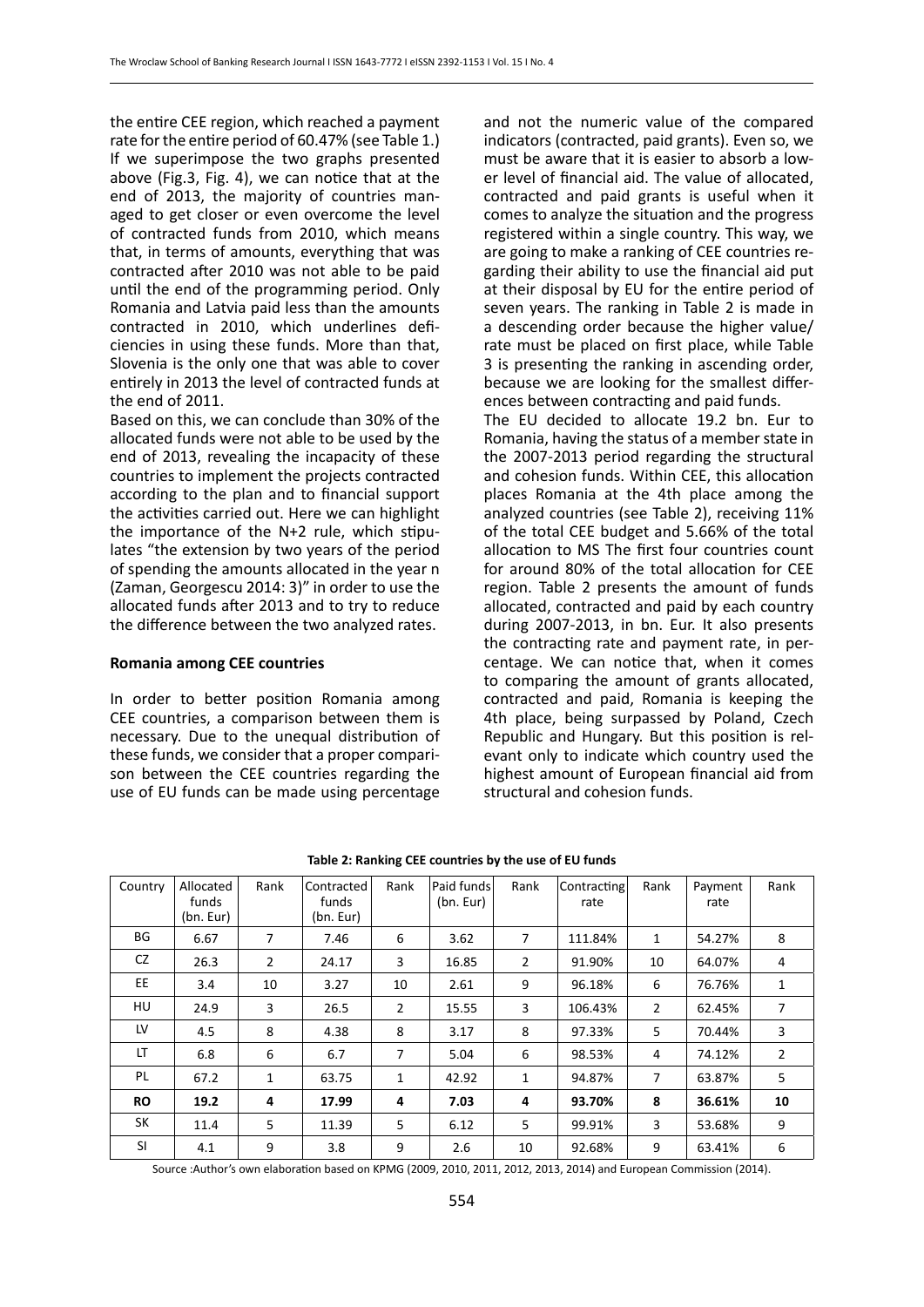the entire CEE region, which reached a payment rate for the entire period of 60.47% (see Table 1.) If we superimpose the two graphs presented above (Fig.3, Fig. 4), we can notice that at the end of 2013, the majority of countries managed to get closer or even overcome the level of contracted funds from 2010, which means that, in terms of amounts, everything that was contracted after 2010 was not able to be paid until the end of the programming period. Only Romania and Latvia paid less than the amounts contracted in 2010, which underlines deficiencies in using these funds. More than that, Slovenia is the only one that was able to cover entirely in 2013 the level of contracted funds at the end of 2011.

Based on this, we can conclude than 30% of the allocated funds were not able to be used by the end of 2013, revealing the incapacity of these countries to implement the projects contracted according to the plan and to financial support the activities carried out. Here we can highlight the importance of the N+2 rule, which stipulates "the extension by two years of the period of spending the amounts allocated in the year n (Zaman, Georgescu 2014: 3)" in order to use the allocated funds after 2013 and to try to reduce the difference between the two analyzed rates.

**Romania among CEE countries**

In order to better position Romania among CEE countries, a comparison between them is necessary. Due to the unequal distribution of these funds, we consider that a proper comparison between the CEE countries regarding the use of EU funds can be made using percentage and not the numeric value of the compared indicators (contracted, paid grants). Even so, we must be aware that it is easier to absorb a lower level of financial aid. The value of allocated, contracted and paid grants is useful when it comes to analyze the situation and the progress registered within a single country. This way, we are going to make a ranking of CEE countries regarding their ability to use the financial aid put at their disposal by EU for the entire period of seven years. The ranking in Table 2 is made in a descending order because the higher value/ rate must be placed on first place, while Table 3 is presenting the ranking in ascending order, because we are looking for the smallest differences between contracting and paid funds.

The EU decided to allocate 19.2 bn. Eur to Romania, having the status of a member state in the 2007-2013 period regarding the structural and cohesion funds. Within CEE, this allocation places Romania at the 4th place among the analyzed countries (see Table 2), receiving 11% of the total CEE budget and 5.66% of the total allocation to MS The first four countries count for around 80% of the total allocation for CEE region. Table 2 presents the amount of funds allocated, contracted and paid by each country during 2007-2013, in bn. Eur. It also presents the contracting rate and payment rate, in percentage. We can notice that, when it comes to comparing the amount of grants allocated, contracted and paid, Romania is keeping the 4th place, being surpassed by Poland, Czech Republic and Hungary. But this position is relevant only to indicate which country used the highest amount of European financial aid from structural and cohesion funds.

**Table 2: Ranking CEE countries by the use of EU funds**

| Country | Allocated funds (bn. Eur) | Rank | Contracted funds (bn. Eur) | Rank | Paid funds (bn. Eur) | Rank | Contracting rate | Rank | Payment rate | Rank |
|---|---|---|---|---|---|---|---|---|---|---|
| BG | 6.67 | 7 | 7.46 | 6 | 3.62 | 7 | 111.84% | 1 | 54.27% | 8 |
| CZ | 26.3 | 2 | 24.17 | 3 | 16.85 | 2 | 91.90% | 10 | 64.07% | 4 |
| EE | 3.4 | 10 | 3.27 | 10 | 2.61 | 9 | 96.18% | 6 | 76.76% | 1 |
| HU | 24.9 | 3 | 26.5 | 2 | 15.55 | 3 | 106.43% | 2 | 62.45% | 7 |
| LV | 4.5 | 8 | 4.38 | 8 | 3.17 | 8 | 97.33% | 5 | 70.44% | 3 |
| LT | 6.8 | 6 | 6.7 | 7 | 5.04 | 6 | 98.53% | 4 | 74.12% | 2 |
| PL | 67.2 | 1 | 63.75 | 1 | 42.92 | 1 | 94.87% | 7 | 63.87% | 5 |
| **RO** | **19.2** | **4** | **17.99** | **4** | **7.03** | **4** | **93.70%** | **8** | **36.61%** | **10** |
| SK | 11.4 | 5 | 11.39 | 5 | 6.12 | 5 | 99.91% | 3 | 53.68% | 9 |
| SI | 4.1 | 9 | 3.8 | 9 | 2.6 | 10 | 92.68% | 9 | 63.41% | 6 |

Source :Author's own elaboration based on KPMG (2009, 2010, 2011, 2012, 2013, 2014) and European Commission (2014).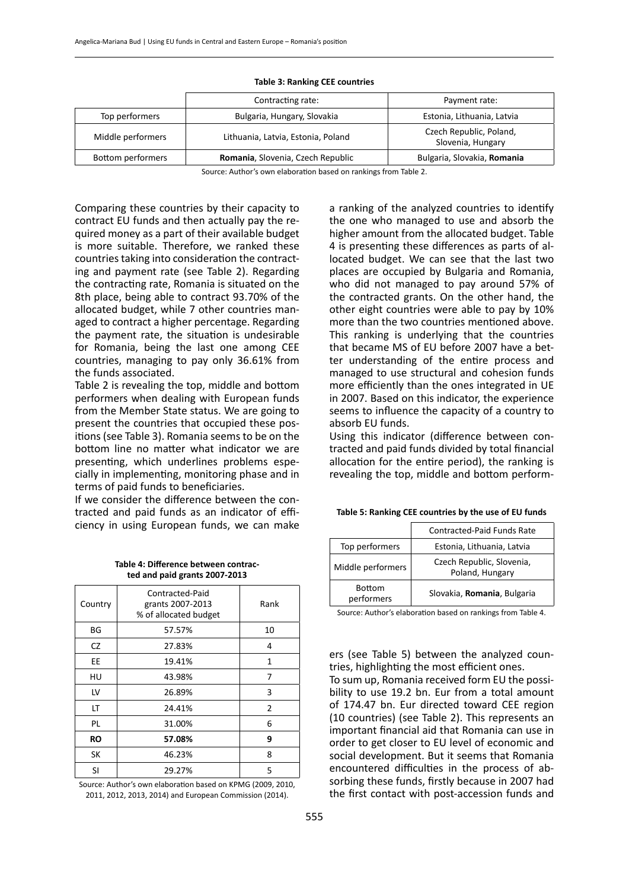**Table 3: Ranking CEE countries**

| | Contracting rate: | Payment rate: |
|---|---|---|
| Top performers | Bulgaria, Hungary, Slovakia | Estonia, Lithuania, Latvia |
| Middle performers | Lithuania, Latvia, Estonia, Poland | Czech Republic, Poland, Slovenia, Hungary |
| Bottom performers | **Romania**, Slovenia, Czech Republic | Bulgaria, Slovakia, **Romania** |

Source: Author's own elaboration based on rankings from Table 2.

Comparing these countries by their capacity to contract EU funds and then actually pay the required money as a part of their available budget is more suitable. Therefore, we ranked these countries taking into consideration the contracting and payment rate (see Table 2). Regarding the contracting rate, Romania is situated on the 8th place, being able to contract 93.70% of the allocated budget, while 7 other countries managed to contract a higher percentage. Regarding the payment rate, the situation is undesirable for Romania, being the last one among CEE countries, managing to pay only 36.61% from the funds associated.

Table 2 is revealing the top, middle and bottom performers when dealing with European funds from the Member State status. We are going to present the countries that occupied these positions (see Table 3). Romania seems to be on the bottom line no matter what indicator we are presenting, which underlines problems especially in implementing, monitoring phase and in terms of paid funds to beneficiaries.

If we consider the difference between the contracted and paid funds as an indicator of efficiency in using European funds, we can make a ranking of the analyzed countries to identify the one who managed to use and absorb the higher amount from the allocated budget. Table 4 is presenting these differences as parts of allocated budget. We can see that the last two places are occupied by Bulgaria and Romania, who did not managed to pay around 57% of the contracted grants. On the other hand, the other eight countries were able to pay by 10% more than the two countries mentioned above. This ranking is underlying that the countries that became MS of EU before 2007 have a better understanding of the entire process and managed to use structural and cohesion funds more efficiently than the ones integrated in UE in 2007. Based on this indicator, the experience seems to influence the capacity of a country to absorb EU funds.

**Table 4: Difference between contracted and paid grants 2007-2013**

| Country | Contracted-Paid grants 2007-2013 % of allocated budget | Rank |
|---|---|---|
| BG | 57.57% | 10 |
| CZ | 27.83% | 4 |
| EE | 19.41% | 1 |
| HU | 43.98% | 7 |
| LV | 26.89% | 3 |
| LT | 24.41% | 2 |
| PL | 31.00% | 6 |
| **RO** | **57.08%** | **9** |
| SK | 46.23% | 8 |
| SI | 29.27% | 5 |

Source: Author's own elaboration based on KPMG (2009, 2010, 2011, 2012, 2013, 2014) and European Commission (2014).

Using this indicator (difference between contracted and paid funds divided by total financial allocation for the entire period), the ranking is revealing the top, middle and bottom performers (see Table 5) between the analyzed countries, highlighting the most efficient ones.

**Table 5: Ranking CEE countries by the use of EU funds**

| | Contracted-Paid Funds Rate |
|---|---|
| Top performers | Estonia, Lithuania, Latvia |
| Middle performers | Czech Republic, Slovenia, Poland, Hungary |
| Bottom performers | Slovakia, **Romania**, Bulgaria |

Source: Author's elaboration based on rankings from Table 4.

To sum up, Romania received form EU the possibility to use 19.2 bn. Eur from a total amount of 174.47 bn. Eur directed toward CEE region (10 countries) (see Table 2). This represents an important financial aid that Romania can use in order to get closer to EU level of economic and social development. But it seems that Romania encountered difficulties in the process of absorbing these funds, firstly because in 2007 had the first contact with post-accession funds and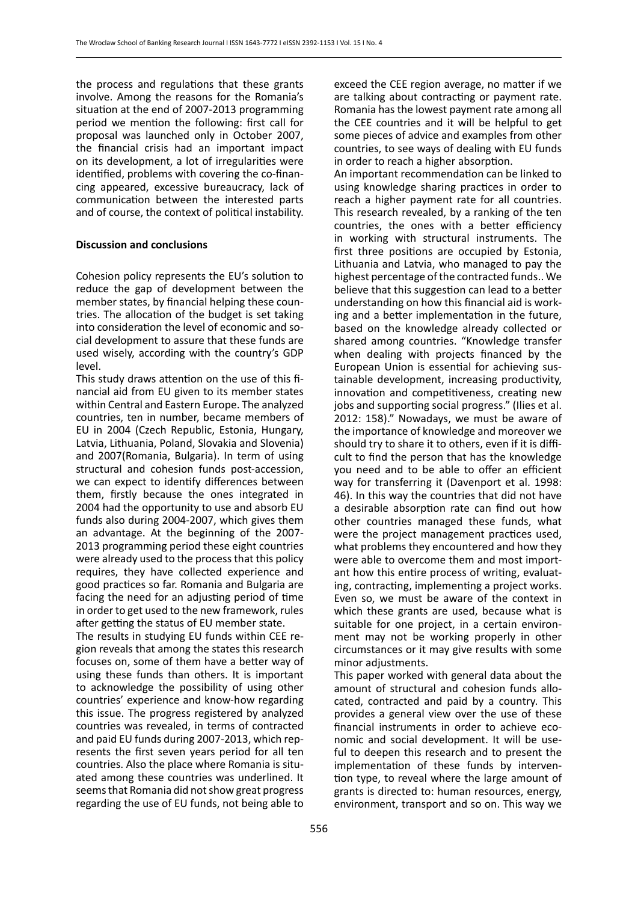the process and regulations that these grants involve. Among the reasons for the Romania's situation at the end of 2007-2013 programming period we mention the following: first call for proposal was launched only in October 2007, the financial crisis had an important impact on its development, a lot of irregularities were identified, problems with covering the co-financing appeared, excessive bureaucracy, lack of communication between the interested parts and of course, the context of political instability.

**Discussion and conclusions**

Cohesion policy represents the EU's solution to reduce the gap of development between the member states, by financial helping these countries. The allocation of the budget is set taking into consideration the level of economic and social development to assure that these funds are used wisely, according with the country's GDP level.

This study draws attention on the use of this financial aid from EU given to its member states within Central and Eastern Europe. The analyzed countries, ten in number, became members of EU in 2004 (Czech Republic, Estonia, Hungary, Latvia, Lithuania, Poland, Slovakia and Slovenia) and 2007(Romania, Bulgaria). In term of using structural and cohesion funds post-accession, we can expect to identify differences between them, firstly because the ones integrated in 2004 had the opportunity to use and absorb EU funds also during 2004-2007, which gives them an advantage. At the beginning of the 2007-2013 programming period these eight countries were already used to the process that this policy requires, they have collected experience and good practices so far. Romania and Bulgaria are facing the need for an adjusting period of time in order to get used to the new framework, rules after getting the status of EU member state.

The results in studying EU funds within CEE region reveals that among the states this research focuses on, some of them have a better way of using these funds than others. It is important to acknowledge the possibility of using other countries' experience and know-how regarding this issue. The progress registered by analyzed countries was revealed, in terms of contracted and paid EU funds during 2007-2013, which represents the first seven years period for all ten countries. Also the place where Romania is situated among these countries was underlined. It seems that Romania did not show great progress regarding the use of EU funds, not being able to exceed the CEE region average, no matter if we are talking about contracting or payment rate. Romania has the lowest payment rate among all the CEE countries and it will be helpful to get some pieces of advice and examples from other countries, to see ways of dealing with EU funds in order to reach a higher absorption.

An important recommendation can be linked to using knowledge sharing practices in order to reach a higher payment rate for all countries. This research revealed, by a ranking of the ten countries, the ones with a better efficiency in working with structural instruments. The first three positions are occupied by Estonia, Lithuania and Latvia, who managed to pay the highest percentage of the contracted funds.. We believe that this suggestion can lead to a better understanding on how this financial aid is working and a better implementation in the future, based on the knowledge already collected or shared among countries. "Knowledge transfer when dealing with projects financed by the European Union is essential for achieving sustainable development, increasing productivity, innovation and competitiveness, creating new jobs and supporting social progress." (Ilies et al. 2012: 158)." Nowadays, we must be aware of the importance of knowledge and moreover we should try to share it to others, even if it is difficult to find the person that has the knowledge you need and to be able to offer an efficient way for transferring it (Davenport et al. 1998: 46). In this way the countries that did not have a desirable absorption rate can find out how other countries managed these funds, what were the project management practices used, what problems they encountered and how they were able to overcome them and most important how this entire process of writing, evaluating, contracting, implementing a project works. Even so, we must be aware of the context in which these grants are used, because what is suitable for one project, in a certain environment may not be working properly in other circumstances or it may give results with some minor adjustments.

This paper worked with general data about the amount of structural and cohesion funds allocated, contracted and paid by a country. This provides a general view over the use of these financial instruments in order to achieve economic and social development. It will be useful to deepen this research and to present the implementation of these funds by intervention type, to reveal where the large amount of grants is directed to: human resources, energy, environment, transport and so on. This way we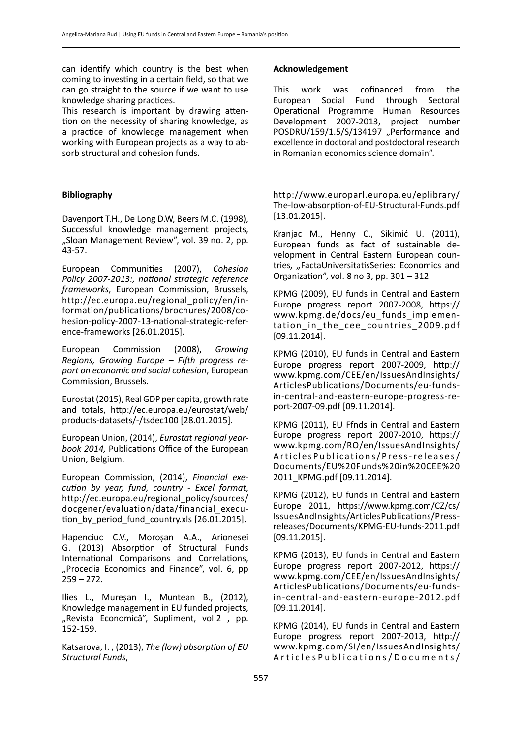can identify which country is the best when coming to investing in a certain field, so that we can go straight to the source if we want to use knowledge sharing practices.

This research is important by drawing attention on the necessity of sharing knowledge, as a practice of knowledge management when working with European projects as a way to absorb structural and cohesion funds.

**Acknowledgement**

This work was cofinanced from the European Social Fund through Sectoral Operational Programme Human Resources Development 2007-2013, project number POSDRU/159/1.5/S/134197 „Performance and excellence in doctoral and postdoctoral research in Romanian economics science domain".

**Bibliography**

Davenport T.H., De Long D.W, Beers M.C. (1998), Successful knowledge management projects, „Sloan Management Review", vol. 39 no. 2, pp. 43-57.

European Communities (2007), *Cohesion Policy 2007-2013:, national strategic reference frameworks*, European Commission, Brussels, http://ec.europa.eu/regional_policy/en/information/publications/brochures/2008/cohesion-policy-2007-13-national-strategic-reference-frameworks [26.01.2015].

European Commission (2008), *Growing Regions, Growing Europe – Fifth progress report on economic and social cohesion*, European Commission, Brussels.

Eurostat (2015), Real GDP per capita, growth rate and totals, http://ec.europa.eu/eurostat/web/products-datasets/-/tsdec100 [28.01.2015].

European Union, (2014), *Eurostat regional yearbook 2014,* Publications Office of the European Union, Belgium.

European Commission, (2014), *Financial execution by year, fund, country - Excel format*, http://ec.europa.eu/regional_policy/sources/docgener/evaluation/data/financial_execution_by_period_fund_country.xls [26.01.2015].

Hapenciuc C.V., Moroșan A.A., Arionesei G. (2013) Absorption of Structural Funds International Comparisons and Correlations, „Procedia Economics and Finance", vol. 6, pp 259 – 272.

Ilies L., Mureșan I., Muntean B., (2012), Knowledge management in EU funded projects, „Revista Economică", Supliment, vol.2 , pp. 152-159.

Katsarova, I. , (2013), *The (low) absorption of EU Structural Funds*, http://www.europarl.europa.eu/eplibrary/The-low-absorption-of-EU-Structural-Funds.pdf [13.01.2015].

Kranjac M., Henny C., Sikimić U. (2011), European funds as fact of sustainable development in Central Eastern European countries*, „*FactaUniversitatisSeries: Economics and Organization", vol. 8 no 3, pp. 301 – 312.

KPMG (2009), EU funds in Central and Eastern Europe progress report 2007-2008, https://www.kpmg.de/docs/eu_funds_implementation_in_the_cee_countries_2009.pdf [09.11.2014].

KPMG (2010), EU funds in Central and Eastern Europe progress report 2007-2009, http://www.kpmg.com/CEE/en/IssuesAndInsights/ArticlesPublications/Documents/eu-funds-in-central-and-eastern-europe-progress-report-2007-09.pdf [09.11.2014].

KPMG (2011), EU Ffnds in Central and Eastern Europe progress report 2007-2010, https://www.kpmg.com/RO/en/IssuesAndInsights/ArticlesPublications/Press-releases/Documents/EU%20Funds%20in%20CEE%202011_KPMG.pdf [09.11.2014].

KPMG (2012), EU funds in Central and Eastern Europe 2011, https://www.kpmg.com/CZ/cs/IssuesAndInsights/ArticlesPublications/Press-releases/Documents/KPMG-EU-funds-2011.pdf [09.11.2015].

KPMG (2013), EU funds in Central and Eastern Europe progress report 2007-2012, https://www.kpmg.com/CEE/en/IssuesAndInsights/ArticlesPublications/Documents/eu-funds-in-central-and-eastern-europe-2012.pdf [09.11.2014].

KPMG (2014), EU funds in Central and Eastern Europe progress report 2007-2013, http://www.kpmg.com/SI/en/IssuesAndInsights/ArticlesPublications/Documents/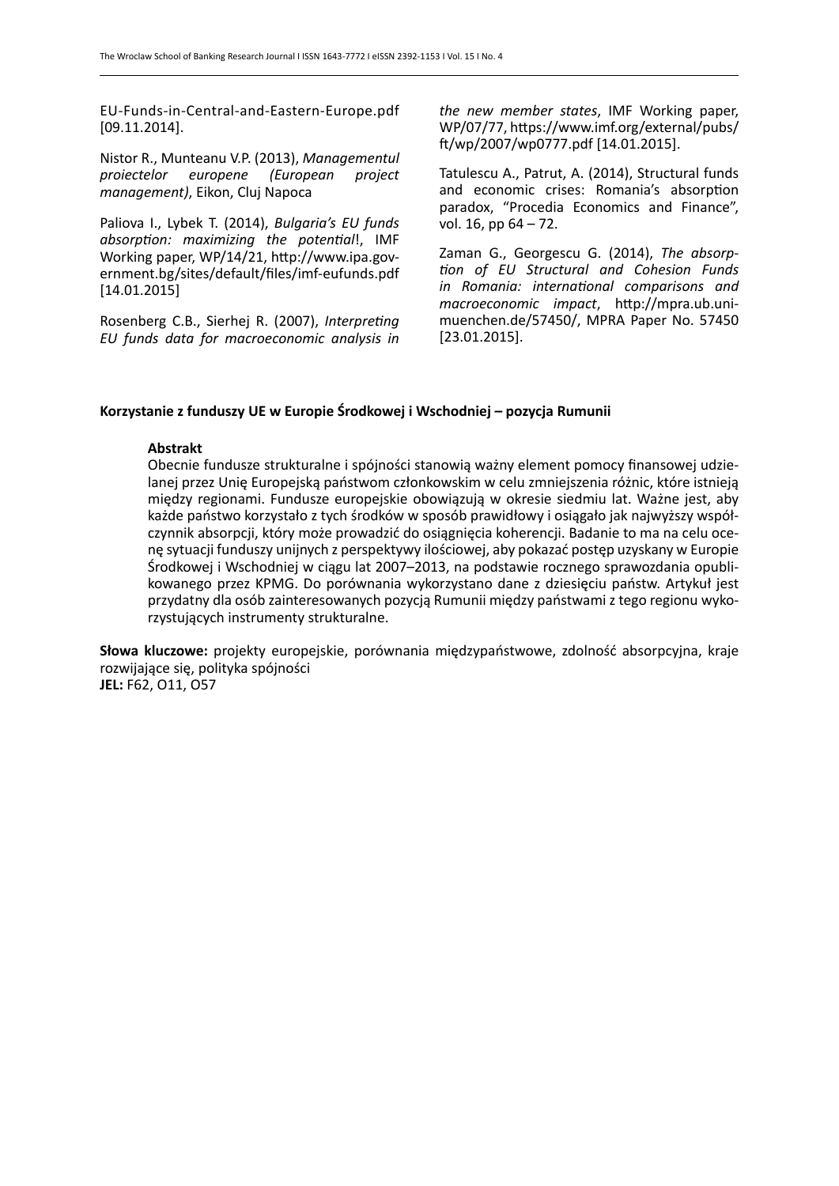EU-Funds-in-Central-and-Eastern-Europe.pdf [09.11.2014].

Nistor R., Munteanu V.P. (2013), *Managementul proiectelor europene (European project management)*, Eikon, Cluj Napoca

Paliova I., Lybek T. (2014), *Bulgaria's EU funds absorption: maximizing the potential!*, IMF Working paper, WP/14/21, http://www.ipa.government.bg/sites/default/files/imf-eufunds.pdf [14.01.2015]

Rosenberg C.B., Sierhej R. (2007), *Interpreting EU funds data for macroeconomic analysis in the new member states*, IMF Working paper, WP/07/77, https://www.imf.org/external/pubs/ft/wp/2007/wp0777.pdf [14.01.2015].

Tatulescu A., Patrut, A. (2014), Structural funds and economic crises: Romania's absorption paradox, "Procedia Economics and Finance", vol. 16, pp 64 – 72.

Zaman G., Georgescu G. (2014), *The absorption of EU Structural and Cohesion Funds in Romania: international comparisons and macroeconomic impact*, http://mpra.ub.uni-muenchen.de/57450/, MPRA Paper No. 57450 [23.01.2015].

**Korzystanie z funduszy UE w Europie Środkowej i Wschodniej – pozycja Rumunii**

**Abstrakt**

Obecnie fundusze strukturalne i spójności stanowią ważny element pomocy finansowej udzielanej przez Unię Europejską państwom członkowskim w celu zmniejszenia różnic, które istnieją między regionami. Fundusze europejskie obowiązują w okresie siedmiu lat. Ważne jest, aby każde państwo korzystało z tych środków w sposób prawidłowy i osiągało jak najwyższy współczynnik absorpcji, który może prowadzić do osiągnięcia koherencji. Badanie to ma na celu ocenę sytuacji funduszy unijnych z perspektywy ilościowej, aby pokazać postęp uzyskany w Europie Środkowej i Wschodniej w ciągu lat 2007–2013, na podstawie rocznego sprawozdania opublikowanego przez KPMG. Do porównania wykorzystano dane z dziesięciu państw. Artykuł jest przydatny dla osób zainteresowanych pozycją Rumunii między państwami z tego regionu wykorzystujących instrumenty strukturalne.

**Słowa kluczowe:** projekty europejskie, porównania międzypaństwowe, zdolność absorpcyjna, kraje rozwijające się, polityka spójności
**JEL:** F62, O11, O57